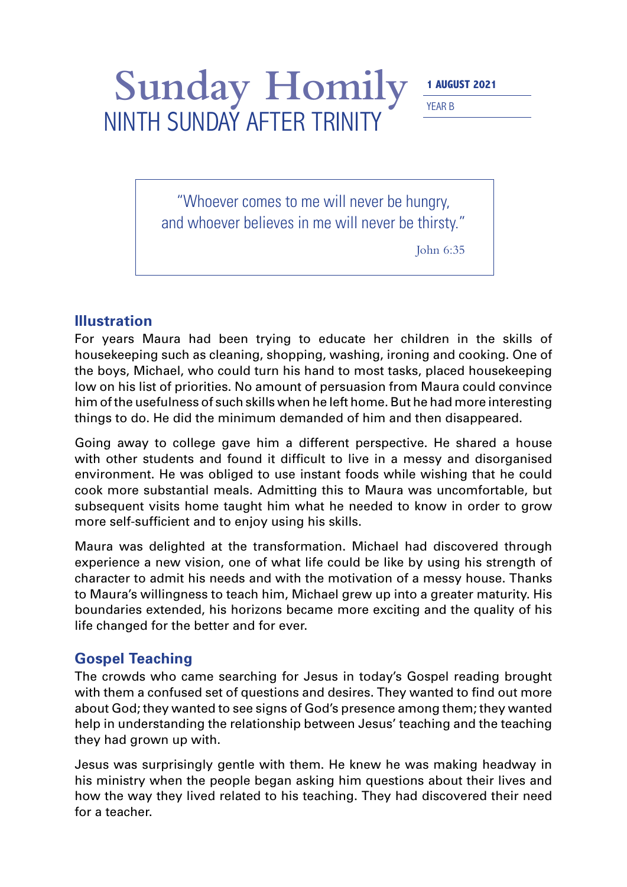# Sunday Homily

## NINTH SUNDAY AFTER TRINITY

**1 AUGUST 2021**

YEAR B

> "Whoever comes to me will never be hungry, and whoever believes in me will never be thirsty."
>
> John 6:35

## Illustration

For years Maura had been trying to educate her children in the skills of housekeeping such as cleaning, shopping, washing, ironing and cooking. One of the boys, Michael, who could turn his hand to most tasks, placed housekeeping low on his list of priorities. No amount of persuasion from Maura could convince him of the usefulness of such skills when he left home. But he had more interesting things to do. He did the minimum demanded of him and then disappeared.

Going away to college gave him a different perspective. He shared a house with other students and found it difficult to live in a messy and disorganised environment. He was obliged to use instant foods while wishing that he could cook more substantial meals. Admitting this to Maura was uncomfortable, but subsequent visits home taught him what he needed to know in order to grow more self-sufficient and to enjoy using his skills.

Maura was delighted at the transformation. Michael had discovered through experience a new vision, one of what life could be like by using his strength of character to admit his needs and with the motivation of a messy house. Thanks to Maura's willingness to teach him, Michael grew up into a greater maturity. His boundaries extended, his horizons became more exciting and the quality of his life changed for the better and for ever.

## Gospel Teaching

The crowds who came searching for Jesus in today's Gospel reading brought with them a confused set of questions and desires. They wanted to find out more about God; they wanted to see signs of God's presence among them; they wanted help in understanding the relationship between Jesus' teaching and the teaching they had grown up with.

Jesus was surprisingly gentle with them. He knew he was making headway in his ministry when the people began asking him questions about their lives and how the way they lived related to his teaching. They had discovered their need for a teacher.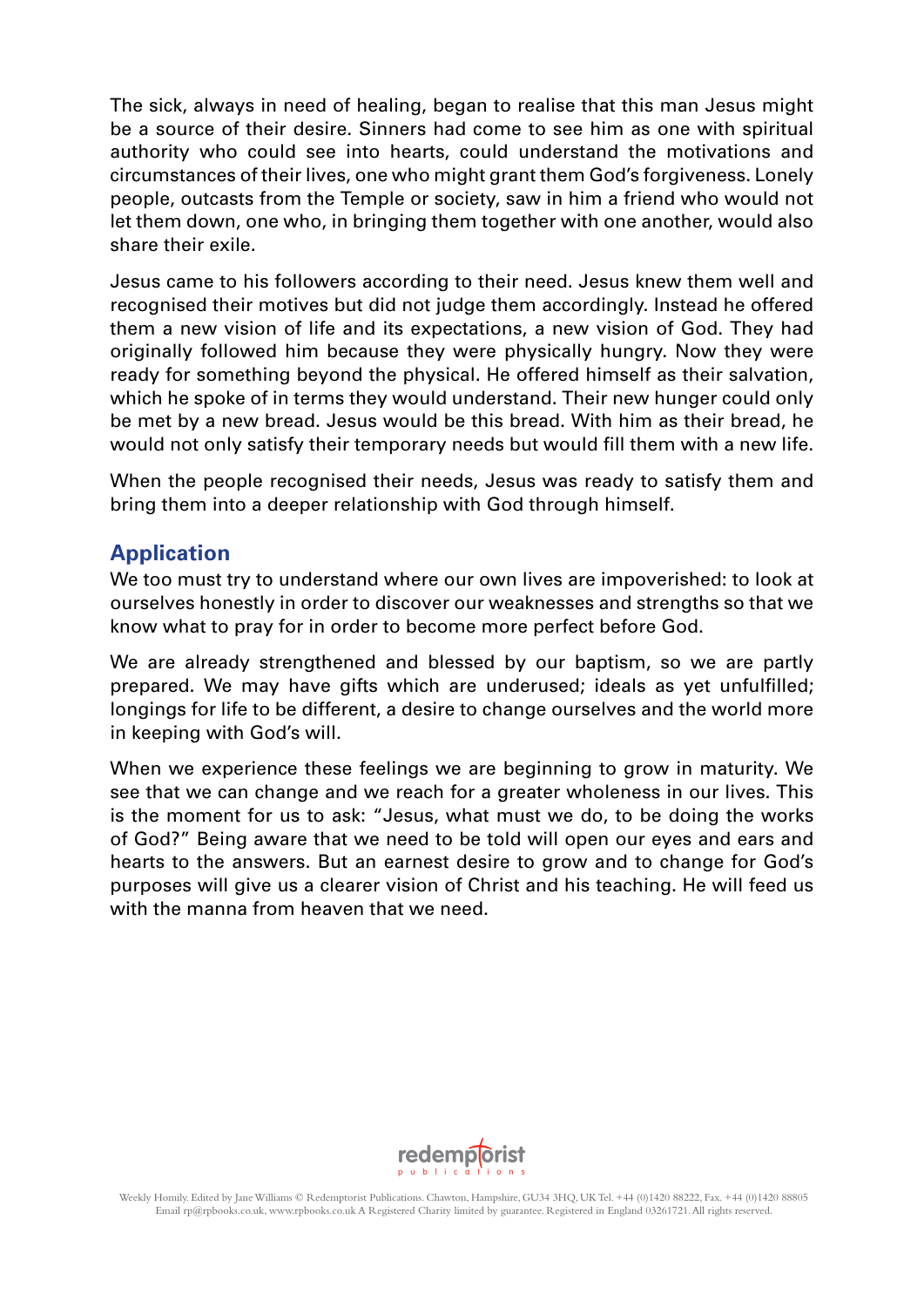The sick, always in need of healing, began to realise that this man Jesus might be a source of their desire. Sinners had come to see him as one with spiritual authority who could see into hearts, could understand the motivations and circumstances of their lives, one who might grant them God's forgiveness. Lonely people, outcasts from the Temple or society, saw in him a friend who would not let them down, one who, in bringing them together with one another, would also share their exile.

Jesus came to his followers according to their need. Jesus knew them well and recognised their motives but did not judge them accordingly. Instead he offered them a new vision of life and its expectations, a new vision of God. They had originally followed him because they were physically hungry. Now they were ready for something beyond the physical. He offered himself as their salvation, which he spoke of in terms they would understand. Their new hunger could only be met by a new bread. Jesus would be this bread. With him as their bread, he would not only satisfy their temporary needs but would fill them with a new life.

When the people recognised their needs, Jesus was ready to satisfy them and bring them into a deeper relationship with God through himself.

## Application

We too must try to understand where our own lives are impoverished: to look at ourselves honestly in order to discover our weaknesses and strengths so that we know what to pray for in order to become more perfect before God.

We are already strengthened and blessed by our baptism, so we are partly prepared. We may have gifts which are underused; ideals as yet unfulfilled; longings for life to be different, a desire to change ourselves and the world more in keeping with God's will.

When we experience these feelings we are beginning to grow in maturity. We see that we can change and we reach for a greater wholeness in our lives. This is the moment for us to ask: "Jesus, what must we do, to be doing the works of God?" Being aware that we need to be told will open our eyes and ears and hearts to the answers. But an earnest desire to grow and to change for God's purposes will give us a clearer vision of Christ and his teaching. He will feed us with the manna from heaven that we need.

redemptorist publications

Weekly Homily. Edited by Jane Williams © Redemptorist Publications. Chawton, Hampshire, GU34 3HQ, UK Tel. +44 (0)1420 88222, Fax. +44 (0)1420 88805 Email rp@rpbooks.co.uk, www.rpbooks.co.uk A Registered Charity limited by guarantee. Registered in England 03261721. All rights reserved.